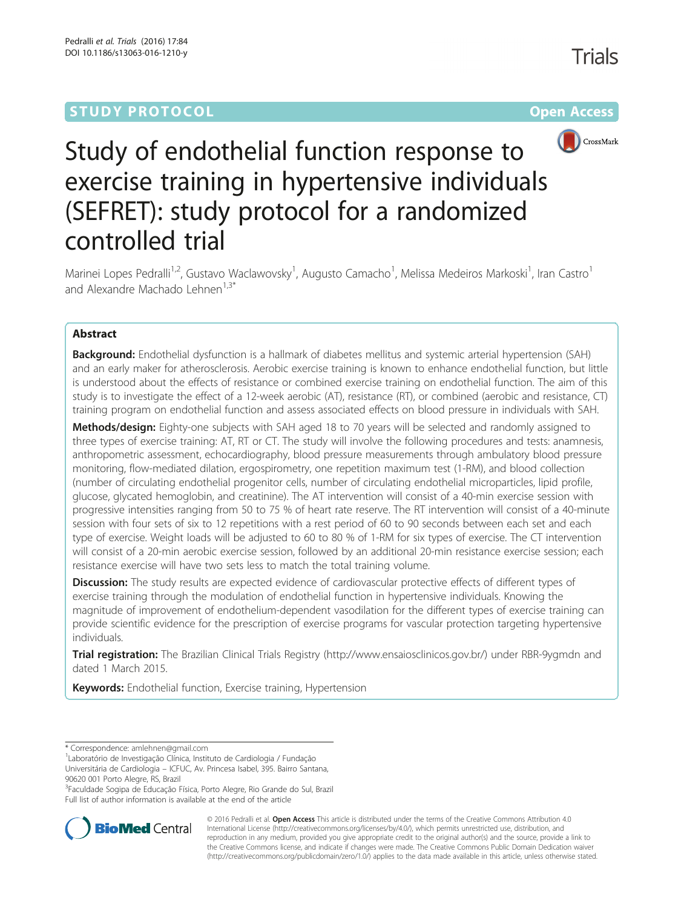STUDY PROTOCOL Open Access

# Study of endothelial function response to exercise training in hypertensive individuals (SEFRET): study protocol for a randomized controlled trial

Marinei Lopes Pedralli[1,2], Gustavo Waclawovsky[1], Augusto Camacho[1], Melissa Medeiros Markoski[1], Iran Castro[1] and Alexandre Machado Lehnen[1,3*]

## Abstract

**Background:** Endothelial dysfunction is a hallmark of diabetes mellitus and systemic arterial hypertension (SAH) and an early maker for atherosclerosis. Aerobic exercise training is known to enhance endothelial function, but little is understood about the effects of resistance or combined exercise training on endothelial function. The aim of this study is to investigate the effect of a 12-week aerobic (AT), resistance (RT), or combined (aerobic and resistance, CT) training program on endothelial function and assess associated effects on blood pressure in individuals with SAH.

**Methods/design:** Eighty-one subjects with SAH aged 18 to 70 years will be selected and randomly assigned to three types of exercise training: AT, RT or CT. The study will involve the following procedures and tests: anamnesis, anthropometric assessment, echocardiography, blood pressure measurements through ambulatory blood pressure monitoring, flow-mediated dilation, ergospirometry, one repetition maximum test (1-RM), and blood collection (number of circulating endothelial progenitor cells, number of circulating endothelial microparticles, lipid profile, glucose, glycated hemoglobin, and creatinine). The AT intervention will consist of a 40-min exercise session with progressive intensities ranging from 50 to 75 % of heart rate reserve. The RT intervention will consist of a 40-minute session with four sets of six to 12 repetitions with a rest period of 60 to 90 seconds between each set and each type of exercise. Weight loads will be adjusted to 60 to 80 % of 1-RM for six types of exercise. The CT intervention will consist of a 20-min aerobic exercise session, followed by an additional 20-min resistance exercise session; each resistance exercise will have two sets less to match the total training volume.

**Discussion:** The study results are expected evidence of cardiovascular protective effects of different types of exercise training through the modulation of endothelial function in hypertensive individuals. Knowing the magnitude of improvement of endothelium-dependent vasodilation for the different types of exercise training can provide scientific evidence for the prescription of exercise programs for vascular protection targeting hypertensive individuals.

**Trial registration:** The Brazilian Clinical Trials Registry (http://www.ensaiosclinicos.gov.br/) under RBR-9ygmdn and dated 1 March 2015.

**Keywords:** Endothelial function, Exercise training, Hypertension

---

\* Correspondence: amlehnen@gmail.com

[1]Laboratório de Investigação Clínica, Instituto de Cardiologia / Fundação Universitária de Cardiologia – ICFUC, Av. Princesa Isabel, 395. Bairro Santana, 90620 001 Porto Alegre, RS, Brazil

[3]Faculdade Sogipa de Educação Física, Porto Alegre, Rio Grande do Sul, Brazil

Full list of author information is available at the end of the article

© 2016 Pedralli et al. **Open Access** This article is distributed under the terms of the Creative Commons Attribution 4.0 International License (http://creativecommons.org/licenses/by/4.0/), which permits unrestricted use, distribution, and reproduction in any medium, provided you give appropriate credit to the original author(s) and the source, provide a link to the Creative Commons license, and indicate if changes were made. The Creative Commons Public Domain Dedication waiver (http://creativecommons.org/publicdomain/zero/1.0/) applies to the data made available in this article, unless otherwise stated.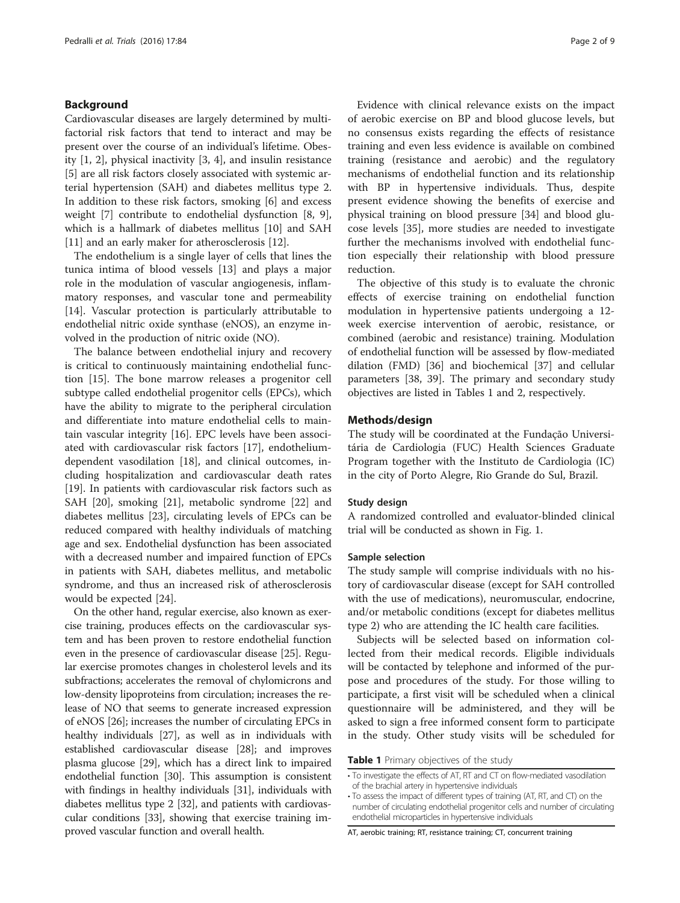## Background

Cardiovascular diseases are largely determined by multifactorial risk factors that tend to interact and may be present over the course of an individual's lifetime. Obesity [1, 2], physical inactivity [3, 4], and insulin resistance [5] are all risk factors closely associated with systemic arterial hypertension (SAH) and diabetes mellitus type 2. In addition to these risk factors, smoking [6] and excess weight [7] contribute to endothelial dysfunction [8, 9], which is a hallmark of diabetes mellitus [10] and SAH [11] and an early maker for atherosclerosis [12].

The endothelium is a single layer of cells that lines the tunica intima of blood vessels [13] and plays a major role in the modulation of vascular angiogenesis, inflammatory responses, and vascular tone and permeability [14]. Vascular protection is particularly attributable to endothelial nitric oxide synthase (eNOS), an enzyme involved in the production of nitric oxide (NO).

The balance between endothelial injury and recovery is critical to continuously maintaining endothelial function [15]. The bone marrow releases a progenitor cell subtype called endothelial progenitor cells (EPCs), which have the ability to migrate to the peripheral circulation and differentiate into mature endothelial cells to maintain vascular integrity [16]. EPC levels have been associated with cardiovascular risk factors [17], endothelium-dependent vasodilation [18], and clinical outcomes, including hospitalization and cardiovascular death rates [19]. In patients with cardiovascular risk factors such as SAH [20], smoking [21], metabolic syndrome [22] and diabetes mellitus [23], circulating levels of EPCs can be reduced compared with healthy individuals of matching age and sex. Endothelial dysfunction has been associated with a decreased number and impaired function of EPCs in patients with SAH, diabetes mellitus, and metabolic syndrome, and thus an increased risk of atherosclerosis would be expected [24].

On the other hand, regular exercise, also known as exercise training, produces effects on the cardiovascular system and has been proven to restore endothelial function even in the presence of cardiovascular disease [25]. Regular exercise promotes changes in cholesterol levels and its subfractions; accelerates the removal of chylomicrons and low-density lipoproteins from circulation; increases the release of NO that seems to generate increased expression of eNOS [26]; increases the number of circulating EPCs in healthy individuals [27], as well as in individuals with established cardiovascular disease [28]; and improves plasma glucose [29], which has a direct link to impaired endothelial function [30]. This assumption is consistent with findings in healthy individuals [31], individuals with diabetes mellitus type 2 [32], and patients with cardiovascular conditions [33], showing that exercise training improved vascular function and overall health.

Evidence with clinical relevance exists on the impact of aerobic exercise on BP and blood glucose levels, but no consensus exists regarding the effects of resistance training and even less evidence is available on combined training (resistance and aerobic) and the regulatory mechanisms of endothelial function and its relationship with BP in hypertensive individuals. Thus, despite present evidence showing the benefits of exercise and physical training on blood pressure [34] and blood glucose levels [35], more studies are needed to investigate further the mechanisms involved with endothelial function especially their relationship with blood pressure reduction.

The objective of this study is to evaluate the chronic effects of exercise training on endothelial function modulation in hypertensive patients undergoing a 12-week exercise intervention of aerobic, resistance, or combined (aerobic and resistance) training. Modulation of endothelial function will be assessed by flow-mediated dilation (FMD) [36] and biochemical [37] and cellular parameters [38, 39]. The primary and secondary study objectives are listed in Tables 1 and 2, respectively.

## Methods/design

The study will be coordinated at the Fundação Universitária de Cardiologia (FUC) Health Sciences Graduate Program together with the Instituto de Cardiologia (IC) in the city of Porto Alegre, Rio Grande do Sul, Brazil.

### Study design

A randomized controlled and evaluator-blinded clinical trial will be conducted as shown in Fig. 1.

### Sample selection

The study sample will comprise individuals with no history of cardiovascular disease (except for SAH controlled with the use of medications), neuromuscular, endocrine, and/or metabolic conditions (except for diabetes mellitus type 2) who are attending the IC health care facilities.

Subjects will be selected based on information collected from their medical records. Eligible individuals will be contacted by telephone and informed of the purpose and procedures of the study. For those willing to participate, a first visit will be scheduled when a clinical questionnaire will be administered, and they will be asked to sign a free informed consent form to participate in the study. Other study visits will be scheduled for

**Table 1** Primary objectives of the study

| |
|---|
| • To investigate the effects of AT, RT and CT on flow-mediated vasodilation of the brachial artery in hypertensive individuals |
| • To assess the impact of different types of training (AT, RT, and CT) on the number of circulating endothelial progenitor cells and number of circulating endothelial microparticles in hypertensive individuals |

AT, aerobic training; RT, resistance training; CT, concurrent training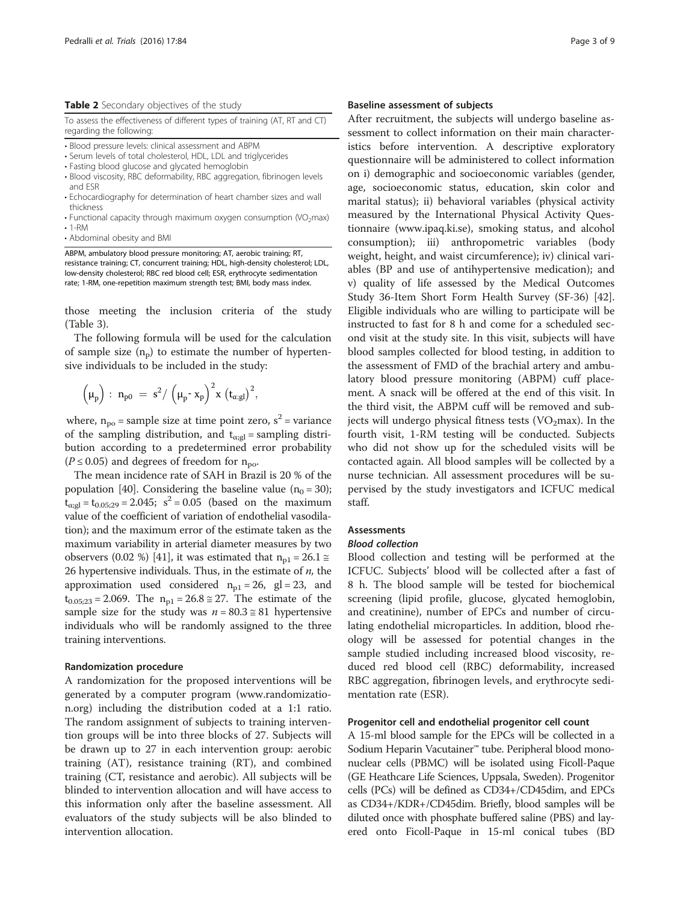**Table 2** Secondary objectives of the study

| To assess the effectiveness of different types of training (AT, RT and CT) regarding the following: |
| --- |
| • Blood pressure levels: clinical assessment and ABPM |
| • Serum levels of total cholesterol, HDL, LDL and triglycerides |
| • Fasting blood glucose and glycated hemoglobin |
| • Blood viscosity, RBC deformability, RBC aggregation, fibrinogen levels and ESR |
| • Echocardiography for determination of heart chamber sizes and wall thickness |
| • Functional capacity through maximum oxygen consumption ($VO_2$max) |
| • 1-RM |
| • Abdominal obesity and BMI |

ABPM, ambulatory blood pressure monitoring; AT, aerobic training; RT, resistance training; CT, concurrent training; HDL, high-density cholesterol; LDL, low-density cholesterol; RBC red blood cell; ESR, erythrocyte sedimentation rate; 1-RM, one-repetition maximum strength test; BMI, body mass index.

those meeting the inclusion criteria of the study (Table 3).

The following formula will be used for the calculation of sample size ($n_p$) to estimate the number of hypertensive individuals to be included in the study:

$$\left(\mu_p\right) : \; n_{p0} = s^2 / \left(\mu_p - x_p\right)^2 x \left(t_{\alpha;gl}\right)^2,$$

where, $n_{po}$ = sample size at time point zero, $s^2$ = variance of the sampling distribution, and $t_{\alpha;gl}$ = sampling distribution according to a predetermined error probability ($P \leq 0.05$) and degrees of freedom for $n_{po}$.

The mean incidence rate of SAH in Brazil is 20 % of the population [40]. Considering the baseline value ($n_0 = 30$); $t_{\alpha;gl} = t_{0.05;29} = 2.045$; $s^2 = 0.05$ (based on the maximum value of the coefficient of variation of endothelial vasodilation); and the maximum error of the estimate taken as the maximum variability in arterial diameter measures by two observers (0.02 %) [41], it was estimated that $n_{p1} = 26.1 \cong 26$ hypertensive individuals. Thus, in the estimate of *n*, the approximation used considered $n_{p1} = 26$, $gl = 23$, and $t_{0.05;23} = 2.069$. The $n_{p1} = 26.8 \cong 27$. The estimate of the sample size for the study was $n = 80.3 \cong 81$ hypertensive individuals who will be randomly assigned to the three training interventions.

### Randomization procedure

A randomization for the proposed interventions will be generated by a computer program (www.randomization.org) including the distribution coded at a 1:1 ratio. The random assignment of subjects to training intervention groups will be into three blocks of 27. Subjects will be drawn up to 27 in each intervention group: aerobic training (AT), resistance training (RT), and combined training (CT, resistance and aerobic). All subjects will be blinded to intervention allocation and will have access to this information only after the baseline assessment. All evaluators of the study subjects will be also blinded to intervention allocation.

### Baseline assessment of subjects

After recruitment, the subjects will undergo baseline assessment to collect information on their main characteristics before intervention. A descriptive exploratory questionnaire will be administered to collect information on i) demographic and socioeconomic variables (gender, age, socioeconomic status, education, skin color and marital status); ii) behavioral variables (physical activity measured by the International Physical Activity Questionnaire (www.ipaq.ki.se), smoking status, and alcohol consumption); iii) anthropometric variables (body weight, height, and waist circumference); iv) clinical variables (BP and use of antihypertensive medication); and v) quality of life assessed by the Medical Outcomes Study 36-Item Short Form Health Survey (SF-36) [42]. Eligible individuals who are willing to participate will be instructed to fast for 8 h and come for a scheduled second visit at the study site. In this visit, subjects will have blood samples collected for blood testing, in addition to the assessment of FMD of the brachial artery and ambulatory blood pressure monitoring (ABPM) cuff placement. A snack will be offered at the end of this visit. In the third visit, the ABPM cuff will be removed and subjects will undergo physical fitness tests ($VO_2$max). In the fourth visit, 1-RM testing will be conducted. Subjects who did not show up for the scheduled visits will be contacted again. All blood samples will be collected by a nurse technician. All assessment procedures will be supervised by the study investigators and ICFUC medical staff.

### Assessments

#### *Blood collection*

Blood collection and testing will be performed at the ICFUC. Subjects' blood will be collected after a fast of 8 h. The blood sample will be tested for biochemical screening (lipid profile, glucose, glycated hemoglobin, and creatinine), number of EPCs and number of circulating endothelial microparticles. In addition, blood rheology will be assessed for potential changes in the sample studied including increased blood viscosity, reduced red blood cell (RBC) deformability, increased RBC aggregation, fibrinogen levels, and erythrocyte sedimentation rate (ESR).

### Progenitor cell and endothelial progenitor cell count

A 15-ml blood sample for the EPCs will be collected in a Sodium Heparin Vacutainer™ tube. Peripheral blood mononuclear cells (PBMC) will be isolated using Ficoll-Paque (GE Heathcare Life Sciences, Uppsala, Sweden). Progenitor cells (PCs) will be defined as CD34+/CD45dim, and EPCs as CD34+/KDR+/CD45dim. Briefly, blood samples will be diluted once with phosphate buffered saline (PBS) and layered onto Ficoll-Paque in 15-ml conical tubes (BD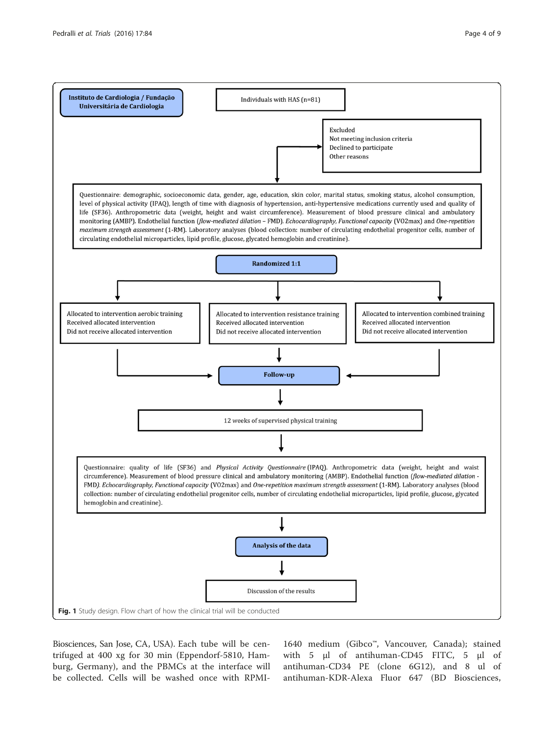Instituto de Cardiologia / Fundação Universitária de Cardiologia

Individuals with HAS (n=81)

Excluded
Not meeting inclusion criteria
Declined to participate
Other reasons

Questionnaire: demographic, socioeconomic data, gender, age, education, skin color, marital status, smoking status, alcohol consumption, level of physical activity (IPAQ), length of time with diagnosis of hypertension, anti-hypertensive medications currently used and quality of life (SF36). Anthropometric data (weight, height and waist circumference). Measurement of blood pressure clinical and ambulatory monitoring (AMBP). Endothelial function (*flow-mediated dilation* – FMD). *Echocardiography, Functional capacity* (VO2max) and *One-repetition maximum strength assessment* (1-RM). Laboratory analyses (blood collection: number of circulating endothelial progenitor cells, number of circulating endothelial microparticles, lipid profile, glucose, glycated hemoglobin and creatinine).

**Randomized 1:1**

Allocated to intervention aerobic training
Received allocated intervention
Did not receive allocated intervention

Allocated to intervention resistance training
Received allocated intervention
Did not receive allocated intervention

Allocated to intervention combined training
Received allocated intervention
Did not receive allocated intervention

**Follow-up**

12 weeks of supervised physical training

Questionnaire: quality of life (SF36) and *Physical Activity Questionnaire* (IPAQ). Anthropometric data (weight, height and waist circumference). Measurement of blood pressure clinical and ambulatory monitoring (AMBP). Endothelial function (*flow-mediated dilation* - FMD*). Echocardiography, Functional capacity* (VO2max) and *One-repetition maximum strength assessment* (1-RM). Laboratory analyses (blood collection: number of circulating endothelial progenitor cells, number of circulating endothelial microparticles, lipid profile, glucose, glycated hemoglobin and creatinine).

**Analysis of the data**

Discussion of the results

**Fig. 1** Study design. Flow chart of how the clinical trial will be conducted

Biosciences, San Jose, CA, USA). Each tube will be centrifuged at 400 xg for 30 min (Eppendorf-5810, Hamburg, Germany), and the PBMCs at the interface will be collected. Cells will be washed once with RPMI-1640 medium (Gibco™, Vancouver, Canada); stained with 5 μl of antihuman-CD45 FITC, 5 μl of antihuman-CD34 PE (clone 6G12), and 8 ul of antihuman-KDR-Alexa Fluor 647 (BD Biosciences,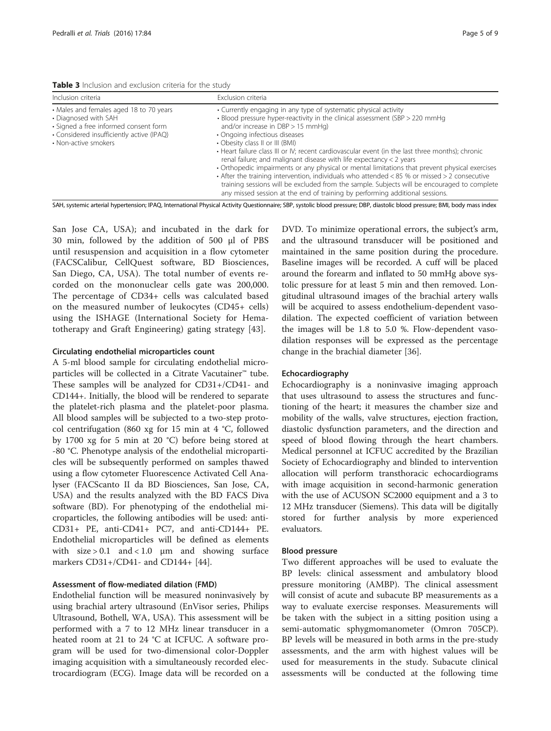**Table 3** Inclusion and exclusion criteria for the study

| Inclusion criteria | Exclusion criteria |
| --- | --- |
| • Males and females aged 18 to 70 years<br>• Diagnosed with SAH<br>• Signed a free informed consent form<br>• Considered insufficiently active (IPAQ)<br>• Non-active smokers | • Currently engaging in any type of systematic physical activity<br>• Blood pressure hyper-reactivity in the clinical assessment (SBP > 220 mmHg and/or increase in DBP > 15 mmHg)<br>• Ongoing infectious diseases<br>• Obesity class II or III (BMI)<br>• Heart failure class III or IV; recent cardiovascular event (in the last three months); chronic renal failure; and malignant disease with life expectancy < 2 years<br>• Orthopedic impairments or any physical or mental limitations that prevent physical exercises<br>• After the training intervention, individuals who attended < 85 % or missed > 2 consecutive training sessions will be excluded from the sample. Subjects will be encouraged to complete any missed session at the end of training by performing additional sessions. |

SAH, systemic arterial hypertension; IPAQ, International Physical Activity Questionnaire; SBP, systolic blood pressure; DBP, diastolic blood pressure; BMI, body mass index

San Jose CA, USA); and incubated in the dark for 30 min, followed by the addition of 500 μl of PBS until resuspension and acquisition in a flow cytometer (FACSCalibur, CellQuest software, BD Biosciences, San Diego, CA, USA). The total number of events recorded on the mononuclear cells gate was 200,000. The percentage of CD34+ cells was calculated based on the measured number of leukocytes (CD45+ cells) using the ISHAGE (International Society for Hematotherapy and Graft Engineering) gating strategy [43].

#### Circulating endothelial microparticles count

A 5-ml blood sample for circulating endothelial microparticles will be collected in a Citrate Vacutainer™ tube. These samples will be analyzed for CD31+/CD41- and CD144+. Initially, the blood will be rendered to separate the platelet-rich plasma and the platelet-poor plasma. All blood samples will be subjected to a two-step protocol centrifugation (860 xg for 15 min at 4 °C, followed by 1700 xg for 5 min at 20 °C) before being stored at -80 °C. Phenotype analysis of the endothelial microparticles will be subsequently performed on samples thawed using a flow cytometer Fluorescence Activated Cell Analyser (FACScanto II da BD Biosciences, San Jose, CA, USA) and the results analyzed with the BD FACS Diva software (BD). For phenotyping of the endothelial microparticles, the following antibodies will be used: anti-CD31+ PE, anti-CD41+ PC7, and anti-CD144+ PE. Endothelial microparticles will be defined as elements with size > 0.1 and < 1.0 μm and showing surface markers CD31+/CD41- and CD144+ [44].

#### Assessment of flow-mediated dilation (FMD)

Endothelial function will be measured noninvasively by using brachial artery ultrasound (EnVisor series, Philips Ultrasound, Bothell, WA, USA). This assessment will be performed with a 7 to 12 MHz linear transducer in a heated room at 21 to 24 °C at ICFUC. A software program will be used for two-dimensional color-Doppler imaging acquisition with a simultaneously recorded electrocardiogram (ECG). Image data will be recorded on a DVD. To minimize operational errors, the subject's arm, and the ultrasound transducer will be positioned and maintained in the same position during the procedure. Baseline images will be recorded. A cuff will be placed around the forearm and inflated to 50 mmHg above systolic pressure for at least 5 min and then removed. Longitudinal ultrasound images of the brachial artery walls will be acquired to assess endothelium-dependent vasodilation. The expected coefficient of variation between the images will be 1.8 to 5.0 %. Flow-dependent vasodilation responses will be expressed as the percentage change in the brachial diameter [36].

#### Echocardiography

Echocardiography is a noninvasive imaging approach that uses ultrasound to assess the structures and functioning of the heart; it measures the chamber size and mobility of the walls, valve structures, ejection fraction, diastolic dysfunction parameters, and the direction and speed of blood flowing through the heart chambers. Medical personnel at ICFUC accredited by the Brazilian Society of Echocardiography and blinded to intervention allocation will perform transthoracic echocardiograms with image acquisition in second-harmonic generation with the use of ACUSON SC2000 equipment and a 3 to 12 MHz transducer (Siemens). This data will be digitally stored for further analysis by more experienced evaluators.

#### Blood pressure

Two different approaches will be used to evaluate the BP levels: clinical assessment and ambulatory blood pressure monitoring (AMBP). The clinical assessment will consist of acute and subacute BP measurements as a way to evaluate exercise responses. Measurements will be taken with the subject in a sitting position using a semi-automatic sphygmomanometer (Omron 705CP). BP levels will be measured in both arms in the pre-study assessments, and the arm with highest values will be used for measurements in the study. Subacute clinical assessments will be conducted at the following time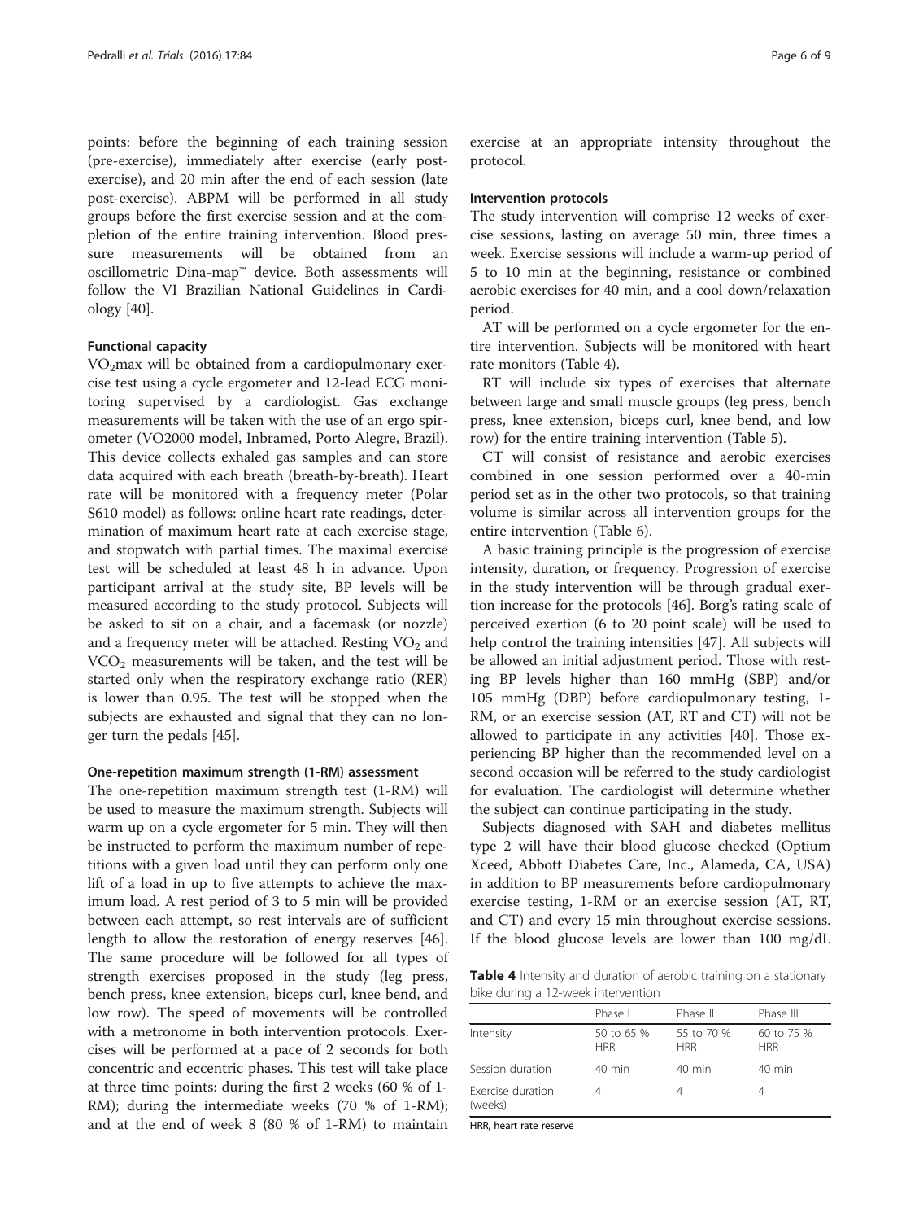points: before the beginning of each training session (pre-exercise), immediately after exercise (early post-exercise), and 20 min after the end of each session (late post-exercise). ABPM will be performed in all study groups before the first exercise session and at the completion of the entire training intervention. Blood pressure measurements will be obtained from an oscillometric Dina-map™ device. Both assessments will follow the VI Brazilian National Guidelines in Cardiology [40].

#### Functional capacity

$VO_2$max will be obtained from a cardiopulmonary exercise test using a cycle ergometer and 12-lead ECG monitoring supervised by a cardiologist. Gas exchange measurements will be taken with the use of an ergo spirometer (VO2000 model, Inbramed, Porto Alegre, Brazil). This device collects exhaled gas samples and can store data acquired with each breath (breath-by-breath). Heart rate will be monitored with a frequency meter (Polar S610 model) as follows: online heart rate readings, determination of maximum heart rate at each exercise stage, and stopwatch with partial times. The maximal exercise test will be scheduled at least 48 h in advance. Upon participant arrival at the study site, BP levels will be measured according to the study protocol. Subjects will be asked to sit on a chair, and a facemask (or nozzle) and a frequency meter will be attached. Resting $VO_2$ and $VCO_2$ measurements will be taken, and the test will be started only when the respiratory exchange ratio (RER) is lower than 0.95. The test will be stopped when the subjects are exhausted and signal that they can no longer turn the pedals [45].

#### One-repetition maximum strength (1-RM) assessment

The one-repetition maximum strength test (1-RM) will be used to measure the maximum strength. Subjects will warm up on a cycle ergometer for 5 min. They will then be instructed to perform the maximum number of repetitions with a given load until they can perform only one lift of a load in up to five attempts to achieve the maximum load. A rest period of 3 to 5 min will be provided between each attempt, so rest intervals are of sufficient length to allow the restoration of energy reserves [46]. The same procedure will be followed for all types of strength exercises proposed in the study (leg press, bench press, knee extension, biceps curl, knee bend, and low row). The speed of movements will be controlled with a metronome in both intervention protocols. Exercises will be performed at a pace of 2 seconds for both concentric and eccentric phases. This test will take place at three time points: during the first 2 weeks (60 % of 1-RM); during the intermediate weeks (70 % of 1-RM); and at the end of week 8 (80 % of 1-RM) to maintain exercise at an appropriate intensity throughout the protocol.

#### Intervention protocols

The study intervention will comprise 12 weeks of exercise sessions, lasting on average 50 min, three times a week. Exercise sessions will include a warm-up period of 5 to 10 min at the beginning, resistance or combined aerobic exercises for 40 min, and a cool down/relaxation period.

AT will be performed on a cycle ergometer for the entire intervention. Subjects will be monitored with heart rate monitors (Table 4).

RT will include six types of exercises that alternate between large and small muscle groups (leg press, bench press, knee extension, biceps curl, knee bend, and low row) for the entire training intervention (Table 5).

CT will consist of resistance and aerobic exercises combined in one session performed over a 40-min period set as in the other two protocols, so that training volume is similar across all intervention groups for the entire intervention (Table 6).

A basic training principle is the progression of exercise intensity, duration, or frequency. Progression of exercise in the study intervention will be through gradual exertion increase for the protocols [46]. Borg's rating scale of perceived exertion (6 to 20 point scale) will be used to help control the training intensities [47]. All subjects will be allowed an initial adjustment period. Those with resting BP levels higher than 160 mmHg (SBP) and/or 105 mmHg (DBP) before cardiopulmonary testing, 1-RM, or an exercise session (AT, RT and CT) will not be allowed to participate in any activities [40]. Those experiencing BP higher than the recommended level on a second occasion will be referred to the study cardiologist for evaluation. The cardiologist will determine whether the subject can continue participating in the study.

Subjects diagnosed with SAH and diabetes mellitus type 2 will have their blood glucose checked (Optium Xceed, Abbott Diabetes Care, Inc., Alameda, CA, USA) in addition to BP measurements before cardiopulmonary exercise testing, 1-RM or an exercise session (AT, RT, and CT) and every 15 min throughout exercise sessions. If the blood glucose levels are lower than 100 mg/dL

**Table 4** Intensity and duration of aerobic training on a stationary bike during a 12-week intervention

| | Phase I | Phase II | Phase III |
|---|---|---|---|
| Intensity | 50 to 65 % HRR | 55 to 70 % HRR | 60 to 75 % HRR |
| Session duration | 40 min | 40 min | 40 min |
| Exercise duration (weeks) | 4 | 4 | 4 |

HRR, heart rate reserve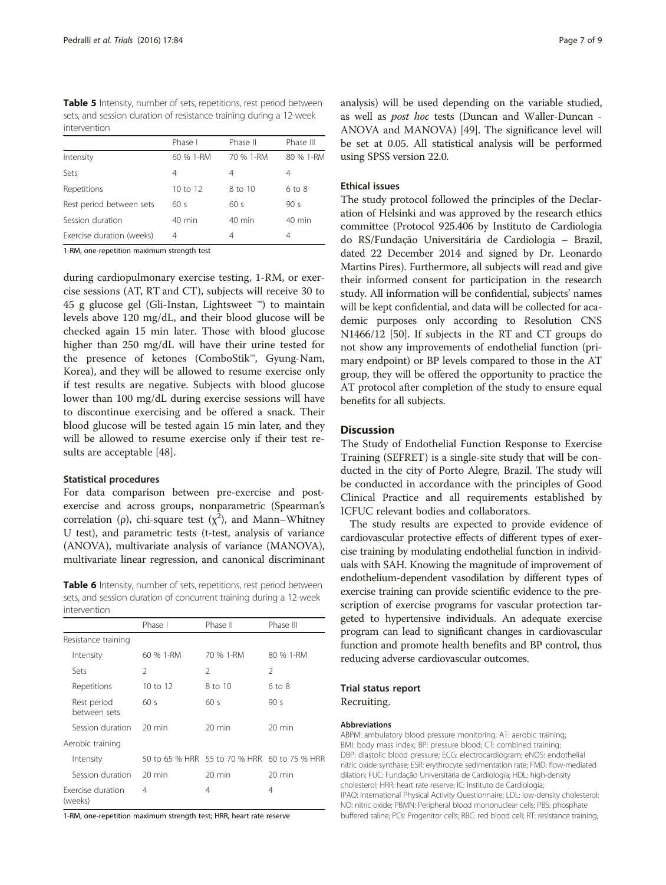**Table 5** Intensity, number of sets, repetitions, rest period between sets, and session duration of resistance training during a 12-week intervention

| | Phase I | Phase II | Phase III |
|---|---|---|---|
| Intensity | 60 % 1-RM | 70 % 1-RM | 80 % 1-RM |
| Sets | 4 | 4 | 4 |
| Repetitions | 10 to 12 | 8 to 10 | 6 to 8 |
| Rest period between sets | 60 s | 60 s | 90 s |
| Session duration | 40 min | 40 min | 40 min |
| Exercise duration (weeks) | 4 | 4 | 4 |

1-RM, one-repetition maximum strength test

during cardiopulmonary exercise testing, 1-RM, or exercise sessions (AT, RT and CT), subjects will receive 30 to 45 g glucose gel (Gli-Instan, Lightsweet ™) to maintain levels above 120 mg/dL, and their blood glucose will be checked again 15 min later. Those with blood glucose higher than 250 mg/dL will have their urine tested for the presence of ketones (ComboStik™, Gyung-Nam, Korea), and they will be allowed to resume exercise only if test results are negative. Subjects with blood glucose lower than 100 mg/dL during exercise sessions will have to discontinue exercising and be offered a snack. Their blood glucose will be tested again 15 min later, and they will be allowed to resume exercise only if their test results are acceptable [48].

### Statistical procedures

For data comparison between pre-exercise and post-exercise and across groups, nonparametric (Spearman's correlation (ρ), chi-square test ($\chi^2$), and Mann–Whitney U test), and parametric tests (t-test, analysis of variance (ANOVA), multivariate analysis of variance (MANOVA), multivariate linear regression, and canonical discriminant analysis) will be used depending on the variable studied, as well as *post hoc* tests (Duncan and Waller-Duncan - ANOVA and MANOVA) [49]. The significance level will be set at 0.05. All statistical analysis will be performed using SPSS version 22.0.

**Table 6** Intensity, number of sets, repetitions, rest period between sets, and session duration of concurrent training during a 12-week intervention

| | Phase I | Phase II | Phase III |
|---|---|---|---|
| Resistance training | | | |
| Intensity | 60 % 1-RM | 70 % 1-RM | 80 % 1-RM |
| Sets | 2 | 2 | 2 |
| Repetitions | 10 to 12 | 8 to 10 | 6 to 8 |
| Rest period between sets | 60 s | 60 s | 90 s |
| Session duration | 20 min | 20 min | 20 min |
| Aerobic training | | | |
| Intensity | 50 to 65 % HRR | 55 to 70 % HRR | 60 to 75 % HRR |
| Session duration | 20 min | 20 min | 20 min |
| Exercise duration (weeks) | 4 | 4 | 4 |

1-RM, one-repetition maximum strength test; HRR, heart rate reserve

### Ethical issues

The study protocol followed the principles of the Declaration of Helsinki and was approved by the research ethics committee (Protocol 925.406 by Instituto de Cardiologia do RS/Fundação Universitária de Cardiologia – Brazil, dated 22 December 2014 and signed by Dr. Leonardo Martins Pires). Furthermore, all subjects will read and give their informed consent for participation in the research study. All information will be confidential, subjects' names will be kept confidential, and data will be collected for academic purposes only according to Resolution CNS N1466/12 [50]. If subjects in the RT and CT groups do not show any improvements of endothelial function (primary endpoint) or BP levels compared to those in the AT group, they will be offered the opportunity to practice the AT protocol after completion of the study to ensure equal benefits for all subjects.

## Discussion

The Study of Endothelial Function Response to Exercise Training (SEFRET) is a single-site study that will be conducted in the city of Porto Alegre, Brazil. The study will be conducted in accordance with the principles of Good Clinical Practice and all requirements established by ICFUC relevant bodies and collaborators.

The study results are expected to provide evidence of cardiovascular protective effects of different types of exercise training by modulating endothelial function in individuals with SAH. Knowing the magnitude of improvement of endothelium-dependent vasodilation by different types of exercise training can provide scientific evidence to the prescription of exercise programs for vascular protection targeted to hypertensive individuals. An adequate exercise program can lead to significant changes in cardiovascular function and promote health benefits and BP control, thus reducing adverse cardiovascular outcomes.

## Trial status report

Recruiting.

#### Abbreviations

ABPM: ambulatory blood pressure monitoring; AT: aerobic training; BMI: body mass index; BP: pressure blood; CT: combined training; DBP: diastolic blood pressure; ECG: electrocardiogram; eNOS: endothelial nitric oxide synthase; ESR: erythrocyte sedimentation rate; FMD: flow-mediated dilation; FUC: Fundação Universitária de Cardiologia; HDL: high-density cholesterol; HRR: heart rate reserve; IC: Instituto de Cardiologia; IPAQ: International Physical Activity Questionnaire; LDL: low-density cholesterol; NO: nitric oxide; PBMN: Peripheral blood mononuclear cells; PBS: phosphate buffered saline; PCs: Progenitor cells; RBC: red blood cell; RT: resistance training;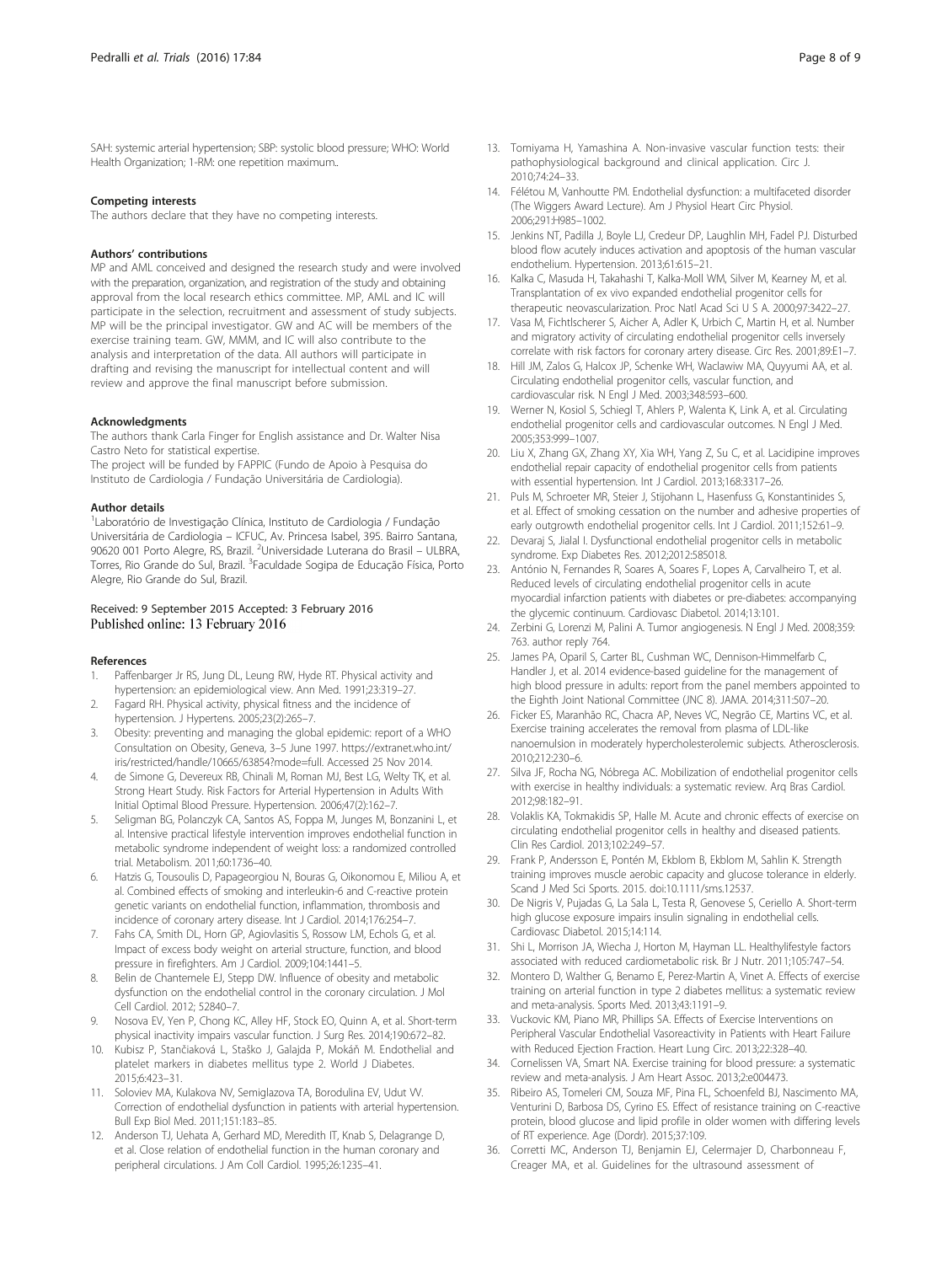SAH: systemic arterial hypertension; SBP: systolic blood pressure; WHO: World Health Organization; 1-RM: one repetition maximum..

#### Competing interests
The authors declare that they have no competing interests.

#### Authors' contributions
MP and AML conceived and designed the research study and were involved with the preparation, organization, and registration of the study and obtaining approval from the local research ethics committee. MP, AML and IC will participate in the selection, recruitment and assessment of study subjects. MP will be the principal investigator. GW and AC will be members of the exercise training team. GW, MMM, and IC will also contribute to the analysis and interpretation of the data. All authors will participate in drafting and revising the manuscript for intellectual content and will review and approve the final manuscript before submission.

#### Acknowledgments
The authors thank Carla Finger for English assistance and Dr. Walter Nisa Castro Neto for statistical expertise.
The project will be funded by FAPPIC (Fundo de Apoio à Pesquisa do Instituto de Cardiologia / Fundação Universitária de Cardiologia).

#### Author details
[1]Laboratório de Investigação Clínica, Instituto de Cardiologia / Fundação Universitária de Cardiologia – ICFUC, Av. Princesa Isabel, 395. Bairro Santana, 90620 001 Porto Alegre, RS, Brazil. [2]Universidade Luterana do Brasil – ULBRA, Torres, Rio Grande do Sul, Brazil. [3]Faculdade Sogipa de Educação Física, Porto Alegre, Rio Grande do Sul, Brazil.

Received: 9 September 2015 Accepted: 3 February 2016
Published online: 13 February 2016

#### References
1. Paffenbarger Jr RS, Jung DL, Leung RW, Hyde RT. Physical activity and hypertension: an epidemiological view. Ann Med. 1991;23:319–27.
2. Fagard RH. Physical activity, physical fitness and the incidence of hypertension. J Hypertens. 2005;23(2):265–7.
3. Obesity: preventing and managing the global epidemic: report of a WHO Consultation on Obesity, Geneva, 3–5 June 1997. https://extranet.who.int/iris/restricted/handle/10665/63854?mode=full. Accessed 25 Nov 2014.
4. de Simone G, Devereux RB, Chinali M, Roman MJ, Best LG, Welty TK, et al. Strong Heart Study. Risk Factors for Arterial Hypertension in Adults With Initial Optimal Blood Pressure. Hypertension. 2006;47(2):162–7.
5. Seligman BG, Polanczyk CA, Santos AS, Foppa M, Junges M, Bonzanini L, et al. Intensive practical lifestyle intervention improves endothelial function in metabolic syndrome independent of weight loss: a randomized controlled trial. Metabolism. 2011;60:1736–40.
6. Hatzis G, Tousoulis D, Papageorgiou N, Bouras G, Oikonomou E, Miliou A, et al. Combined effects of smoking and interleukin-6 and C-reactive protein genetic variants on endothelial function, inflammation, thrombosis and incidence of coronary artery disease. Int J Cardiol. 2014;176:254–7.
7. Fahs CA, Smith DL, Horn GP, Agiovlasitis S, Rossow LM, Echols G, et al. Impact of excess body weight on arterial structure, function, and blood pressure in firefighters. Am J Cardiol. 2009;104:1441–5.
8. Belin de Chantemele EJ, Stepp DW. Influence of obesity and metabolic dysfunction on the endothelial control in the coronary circulation. J Mol Cell Cardiol. 2012; 52840–7.
9. Nosova EV, Yen P, Chong KC, Alley HF, Stock EO, Quinn A, et al. Short-term physical inactivity impairs vascular function. J Surg Res. 2014;190:672–82.
10. Kubisz P, Stančiaková L, Staško J, Galajda P, Mokáň M. Endothelial and platelet markers in diabetes mellitus type 2. World J Diabetes. 2015;6:423–31.
11. Soloviev MA, Kulakova NV, Semiglazova TA, Borodulina EV, Udut VV. Correction of endothelial dysfunction in patients with arterial hypertension. Bull Exp Biol Med. 2011;151:183–85.
12. Anderson TJ, Uehata A, Gerhard MD, Meredith IT, Knab S, Delagrange D, et al. Close relation of endothelial function in the human coronary and peripheral circulations. J Am Coll Cardiol. 1995;26:1235–41.
13. Tomiyama H, Yamashina A. Non-invasive vascular function tests: their pathophysiological background and clinical application. Circ J. 2010;74:24–33.
14. Félétou M, Vanhoutte PM. Endothelial dysfunction: a multifaceted disorder (The Wiggers Award Lecture). Am J Physiol Heart Circ Physiol. 2006;291:H985–1002.
15. Jenkins NT, Padilla J, Boyle LJ, Credeur DP, Laughlin MH, Fadel PJ. Disturbed blood flow acutely induces activation and apoptosis of the human vascular endothelium. Hypertension. 2013;61:615–21.
16. Kalka C, Masuda H, Takahashi T, Kalka-Moll WM, Silver M, Kearney M, et al. Transplantation of ex vivo expanded endothelial progenitor cells for therapeutic neovascularization. Proc Natl Acad Sci U S A. 2000;97:3422–27.
17. Vasa M, Fichtlscherer S, Aicher A, Adler K, Urbich C, Martin H, et al. Number and migratory activity of circulating endothelial progenitor cells inversely correlate with risk factors for coronary artery disease. Circ Res. 2001;89:E1–7.
18. Hill JM, Zalos G, Halcox JP, Schenke WH, Waclawiw MA, Quyyumi AA, et al. Circulating endothelial progenitor cells, vascular function, and cardiovascular risk. N Engl J Med. 2003;348:593–600.
19. Werner N, Kosiol S, Schiegl T, Ahlers P, Walenta K, Link A, et al. Circulating endothelial progenitor cells and cardiovascular outcomes. N Engl J Med. 2005;353:999–1007.
20. Liu X, Zhang GX, Zhang XY, Xia WH, Yang Z, Su C, et al. Lacidipine improves endothelial repair capacity of endothelial progenitor cells from patients with essential hypertension. Int J Cardiol. 2013;168:3317–26.
21. Puls M, Schroeter MR, Steier J, Stijohann L, Hasenfuss G, Konstantinides S, et al. Effect of smoking cessation on the number and adhesive properties of early outgrowth endothelial progenitor cells. Int J Cardiol. 2011;152:61–9.
22. Devaraj S, Jialal I. Dysfunctional endothelial progenitor cells in metabolic syndrome. Exp Diabetes Res. 2012;2012:585018.
23. António N, Fernandes R, Soares A, Soares F, Lopes A, Carvalheiro T, et al. Reduced levels of circulating endothelial progenitor cells in acute myocardial infarction patients with diabetes or pre-diabetes: accompanying the glycemic continuum. Cardiovasc Diabetol. 2014;13:101.
24. Zerbini G, Lorenzi M, Palini A. Tumor angiogenesis. N Engl J Med. 2008;359: 763. author reply 764.
25. James PA, Oparil S, Carter BL, Cushman WC, Dennison-Himmelfarb C, Handler J, et al. 2014 evidence-based guideline for the management of high blood pressure in adults: report from the panel members appointed to the Eighth Joint National Committee (JNC 8). JAMA. 2014;311:507–20.
26. Ficker ES, Maranhão RC, Chacra AP, Neves VC, Negrão CE, Martins VC, et al. Exercise training accelerates the removal from plasma of LDL-like nanoemulsion in moderately hypercholesterolemic subjects. Atherosclerosis. 2010;212:230–6.
27. Silva JF, Rocha NG, Nóbrega AC. Mobilization of endothelial progenitor cells with exercise in healthy individuals: a systematic review. Arq Bras Cardiol. 2012;98:182–91.
28. Volaklis KA, Tokmakidis SP, Halle M. Acute and chronic effects of exercise on circulating endothelial progenitor cells in healthy and diseased patients. Clin Res Cardiol. 2013;102:249–57.
29. Frank P, Andersson E, Pontén M, Ekblom B, Ekblom M, Sahlin K. Strength training improves muscle aerobic capacity and glucose tolerance in elderly. Scand J Med Sci Sports. 2015. doi:10.1111/sms.12537.
30. De Nigris V, Pujadas G, La Sala L, Testa R, Genovese S, Ceriello A. Short-term high glucose exposure impairs insulin signaling in endothelial cells. Cardiovasc Diabetol. 2015;14:114.
31. Shi L, Morrison JA, Wiecha J, Horton M, Hayman LL. Healthylifestyle factors associated with reduced cardiometabolic risk. Br J Nutr. 2011;105:747–54.
32. Montero D, Walther G, Benamo E, Perez-Martin A, Vinet A. Effects of exercise training on arterial function in type 2 diabetes mellitus: a systematic review and meta-analysis. Sports Med. 2013;43:1191–9.
33. Vuckovic KM, Piano MR, Phillips SA. Effects of Exercise Interventions on Peripheral Vascular Endothelial Vasoreactivity in Patients with Heart Failure with Reduced Ejection Fraction. Heart Lung Circ. 2013;22:328–40.
34. Cornelissen VA, Smart NA. Exercise training for blood pressure: a systematic review and meta-analysis. J Am Heart Assoc. 2013;2:e004473.
35. Ribeiro AS, Tomeleri CM, Souza MF, Pina FL, Schoenfeld BJ, Nascimento MA, Venturini D, Barbosa DS, Cyrino ES. Effect of resistance training on C-reactive protein, blood glucose and lipid profile in older women with differing levels of RT experience. Age (Dordr). 2015;37:109.
36. Corretti MC, Anderson TJ, Benjamin EJ, Celermajer D, Charbonneau F, Creager MA, et al. Guidelines for the ultrasound assessment of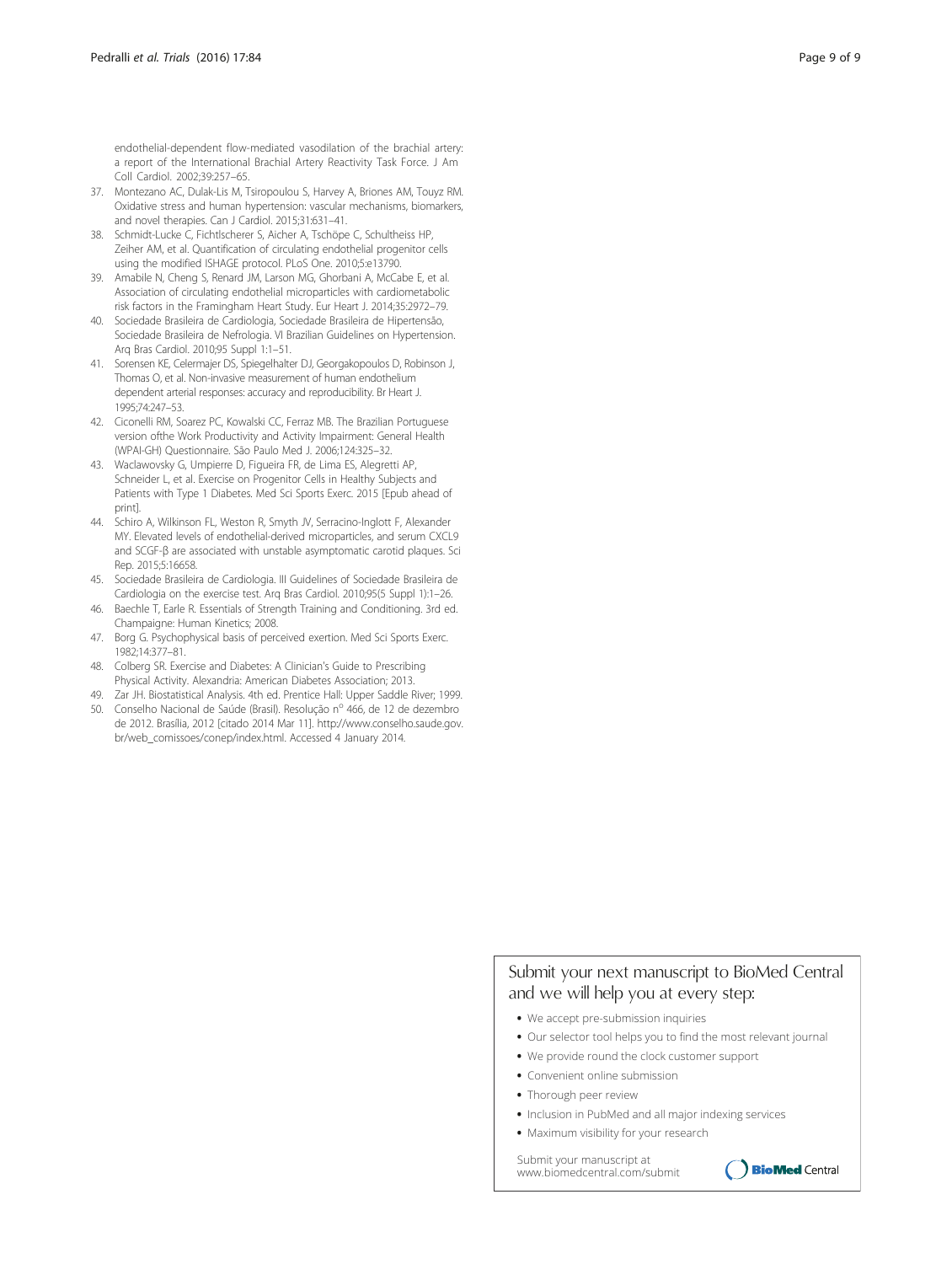endothelial-dependent flow-mediated vasodilation of the brachial artery: a report of the International Brachial Artery Reactivity Task Force. J Am Coll Cardiol. 2002;39:257–65.

37. Montezano AC, Dulak-Lis M, Tsiropoulou S, Harvey A, Briones AM, Touyz RM. Oxidative stress and human hypertension: vascular mechanisms, biomarkers, and novel therapies. Can J Cardiol. 2015;31:631–41.
38. Schmidt-Lucke C, Fichtlscherer S, Aicher A, Tschöpe C, Schultheiss HP, Zeiher AM, et al. Quantification of circulating endothelial progenitor cells using the modified ISHAGE protocol. PLoS One. 2010;5:e13790.
39. Amabile N, Cheng S, Renard JM, Larson MG, Ghorbani A, McCabe E, et al. Association of circulating endothelial microparticles with cardiometabolic risk factors in the Framingham Heart Study. Eur Heart J. 2014;35:2972–79.
40. Sociedade Brasileira de Cardiologia, Sociedade Brasileira de Hipertensão, Sociedade Brasileira de Nefrologia. VI Brazilian Guidelines on Hypertension. Arq Bras Cardiol. 2010;95 Suppl 1:1–51.
41. Sorensen KE, Celermajer DS, Spiegelhalter DJ, Georgakopoulos D, Robinson J, Thomas O, et al. Non-invasive measurement of human endothelium dependent arterial responses: accuracy and reproducibility. Br Heart J. 1995;74:247–53.
42. Ciconelli RM, Soarez PC, Kowalski CC, Ferraz MB. The Brazilian Portuguese version ofthe Work Productivity and Activity Impairment: General Health (WPAI-GH) Questionnaire. São Paulo Med J. 2006;124:325–32.
43. Waclawovsky G, Umpierre D, Figueira FR, de Lima ES, Alegretti AP, Schneider L, et al. Exercise on Progenitor Cells in Healthy Subjects and Patients with Type 1 Diabetes. Med Sci Sports Exerc. 2015 [Epub ahead of print].
44. Schiro A, Wilkinson FL, Weston R, Smyth JV, Serracino-Inglott F, Alexander MY. Elevated levels of endothelial-derived microparticles, and serum CXCL9 and SCGF-β are associated with unstable asymptomatic carotid plaques. Sci Rep. 2015;5:16658.
45. Sociedade Brasileira de Cardiologia. III Guidelines of Sociedade Brasileira de Cardiologia on the exercise test. Arq Bras Cardiol. 2010;95(5 Suppl 1):1–26.
46. Baechle T, Earle R. Essentials of Strength Training and Conditioning. 3rd ed. Champaigne: Human Kinetics; 2008.
47. Borg G. Psychophysical basis of perceived exertion. Med Sci Sports Exerc. 1982;14:377–81.
48. Colberg SR. Exercise and Diabetes: A Clinician's Guide to Prescribing Physical Activity. Alexandria: American Diabetes Association; 2013.
49. Zar JH. Biostatistical Analysis. 4th ed. Prentice Hall: Upper Saddle River; 1999.
50. Conselho Nacional de Saúde (Brasil). Resolução n° 466, de 12 de dezembro de 2012. Brasília, 2012 [citado 2014 Mar 11]. http://www.conselho.saude.gov.br/web_comissoes/conep/index.html. Accessed 4 January 2014.